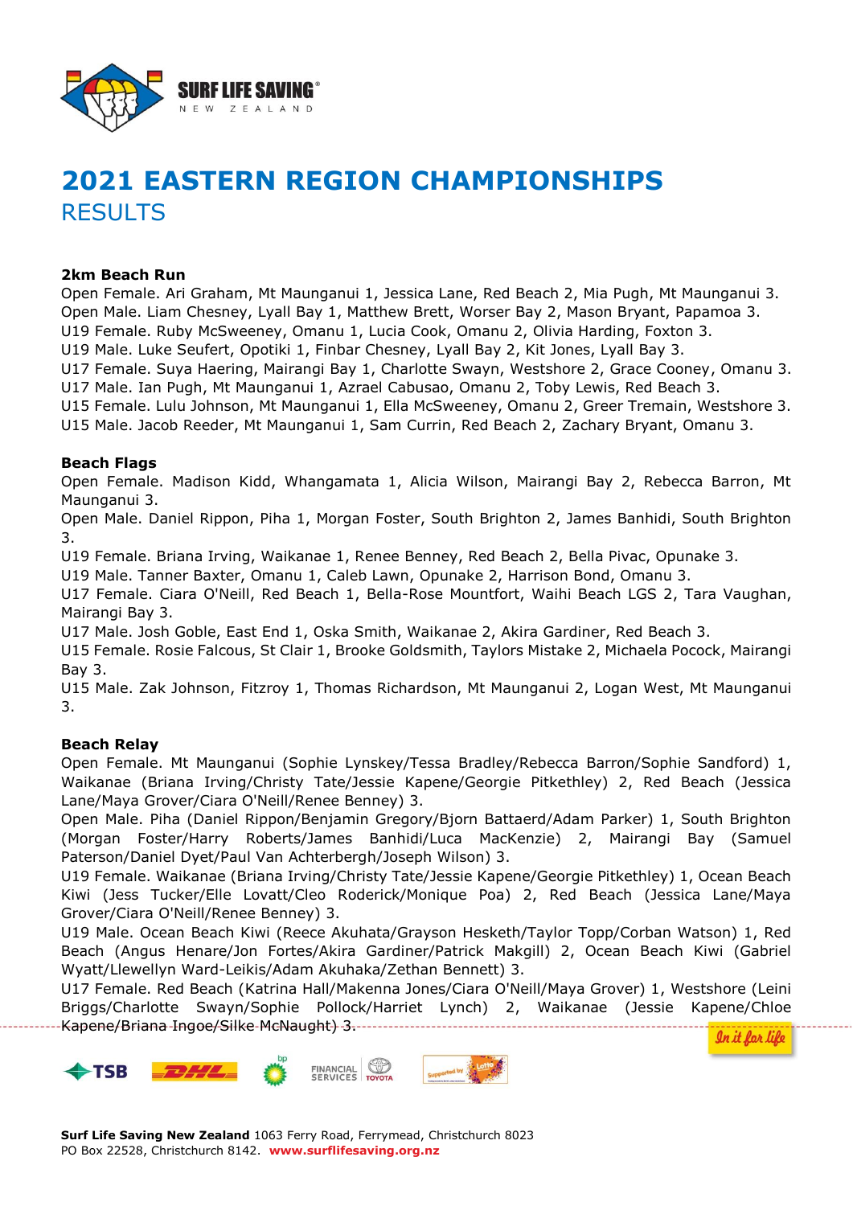# 2021 EASTERN REGION CHAMPIONSHIPS

## RESULTS

### 2km Beach Run

Open Female. Ari Graham, Mt Maunganui 1, Jessica Lane, Red Beach 2, Mia Pugh, Mt Maunganui 3.
Open Male. Liam Chesney, Lyall Bay 1, Matthew Brett, Worser Bay 2, Mason Bryant, Papamoa 3.
U19 Female. Ruby McSweeney, Omanu 1, Lucia Cook, Omanu 2, Olivia Harding, Foxton 3.
U19 Male. Luke Seufert, Opotiki 1, Finbar Chesney, Lyall Bay 2, Kit Jones, Lyall Bay 3.
U17 Female. Suya Haering, Mairangi Bay 1, Charlotte Swayn, Westshore 2, Grace Cooney, Omanu 3.
U17 Male. Ian Pugh, Mt Maunganui 1, Azrael Cabusao, Omanu 2, Toby Lewis, Red Beach 3.
U15 Female. Lulu Johnson, Mt Maunganui 1, Ella McSweeney, Omanu 2, Greer Tremain, Westshore 3.
U15 Male. Jacob Reeder, Mt Maunganui 1, Sam Currin, Red Beach 2, Zachary Bryant, Omanu 3.

### Beach Flags

Open Female. Madison Kidd, Whangamata 1, Alicia Wilson, Mairangi Bay 2, Rebecca Barron, Mt Maunganui 3.
Open Male. Daniel Rippon, Piha 1, Morgan Foster, South Brighton 2, James Banhidi, South Brighton 3.
U19 Female. Briana Irving, Waikanae 1, Renee Benney, Red Beach 2, Bella Pivac, Opunake 3.
U19 Male. Tanner Baxter, Omanu 1, Caleb Lawn, Opunake 2, Harrison Bond, Omanu 3.
U17 Female. Ciara O'Neill, Red Beach 1, Bella-Rose Mountfort, Waihi Beach LGS 2, Tara Vaughan, Mairangi Bay 3.
U17 Male. Josh Goble, East End 1, Oska Smith, Waikanae 2, Akira Gardiner, Red Beach 3.
U15 Female. Rosie Falcous, St Clair 1, Brooke Goldsmith, Taylors Mistake 2, Michaela Pocock, Mairangi Bay 3.
U15 Male. Zak Johnson, Fitzroy 1, Thomas Richardson, Mt Maunganui 2, Logan West, Mt Maunganui 3.

### Beach Relay

Open Female. Mt Maunganui (Sophie Lynskey/Tessa Bradley/Rebecca Barron/Sophie Sandford) 1, Waikanae (Briana Irving/Christy Tate/Jessie Kapene/Georgie Pitkethley) 2, Red Beach (Jessica Lane/Maya Grover/Ciara O'Neill/Renee Benney) 3.
Open Male. Piha (Daniel Rippon/Benjamin Gregory/Bjorn Battaerd/Adam Parker) 1, South Brighton (Morgan Foster/Harry Roberts/James Banhidi/Luca MacKenzie) 2, Mairangi Bay (Samuel Paterson/Daniel Dyet/Paul Van Achterbergh/Joseph Wilson) 3.
U19 Female. Waikanae (Briana Irving/Christy Tate/Jessie Kapene/Georgie Pitkethley) 1, Ocean Beach Kiwi (Jess Tucker/Elle Lovatt/Cleo Roderick/Monique Poa) 2, Red Beach (Jessica Lane/Maya Grover/Ciara O'Neill/Renee Benney) 3.
U19 Male. Ocean Beach Kiwi (Reece Akuhata/Grayson Hesketh/Taylor Topp/Corban Watson) 1, Red Beach (Angus Henare/Jon Fortes/Akira Gardiner/Patrick Makgill) 2, Ocean Beach Kiwi (Gabriel Wyatt/Llewellyn Ward-Leikis/Adam Akuhaka/Zethan Bennett) 3.
U17 Female. Red Beach (Katrina Hall/Makenna Jones/Ciara O'Neill/Maya Grover) 1, Westshore (Leini Briggs/Charlotte Swayn/Sophie Pollock/Harriet Lynch) 2, Waikanae (Jessie Kapene/Chloe Kapene/Briana Ingoe/Silke McNaught) 3.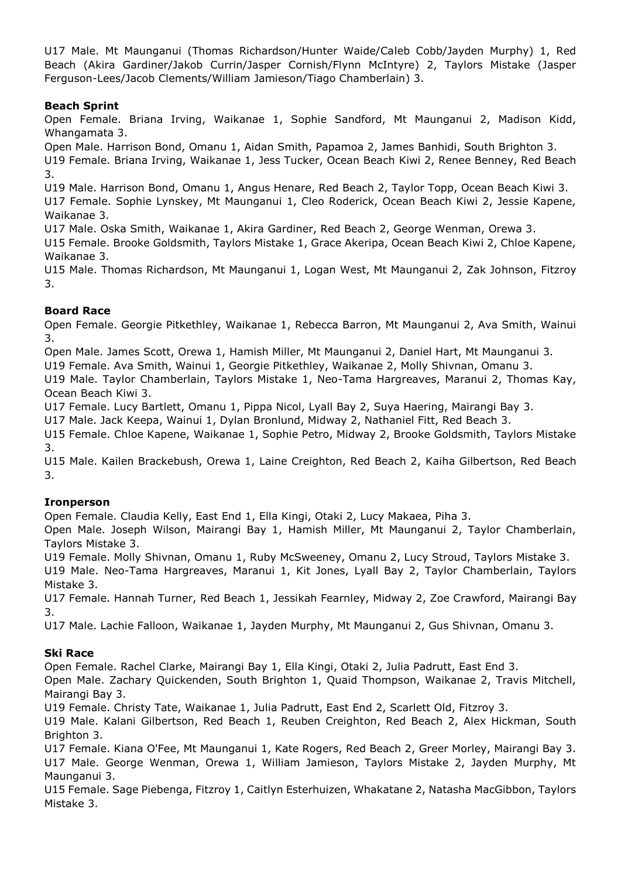U17 Male. Mt Maunganui (Thomas Richardson/Hunter Waide/Caleb Cobb/Jayden Murphy) 1, Red Beach (Akira Gardiner/Jakob Currin/Jasper Cornish/Flynn McIntyre) 2, Taylors Mistake (Jasper Ferguson-Lees/Jacob Clements/William Jamieson/Tiago Chamberlain) 3.

**Beach Sprint**

Open Female. Briana Irving, Waikanae 1, Sophie Sandford, Mt Maunganui 2, Madison Kidd, Whangamata 3.

Open Male. Harrison Bond, Omanu 1, Aidan Smith, Papamoa 2, James Banhidi, South Brighton 3.

U19 Female. Briana Irving, Waikanae 1, Jess Tucker, Ocean Beach Kiwi 2, Renee Benney, Red Beach 3.

U19 Male. Harrison Bond, Omanu 1, Angus Henare, Red Beach 2, Taylor Topp, Ocean Beach Kiwi 3.

U17 Female. Sophie Lynskey, Mt Maunganui 1, Cleo Roderick, Ocean Beach Kiwi 2, Jessie Kapene, Waikanae 3.

U17 Male. Oska Smith, Waikanae 1, Akira Gardiner, Red Beach 2, George Wenman, Orewa 3.

U15 Female. Brooke Goldsmith, Taylors Mistake 1, Grace Akeripa, Ocean Beach Kiwi 2, Chloe Kapene, Waikanae 3.

U15 Male. Thomas Richardson, Mt Maunganui 1, Logan West, Mt Maunganui 2, Zak Johnson, Fitzroy 3.

**Board Race**

Open Female. Georgie Pitkethley, Waikanae 1, Rebecca Barron, Mt Maunganui 2, Ava Smith, Wainui 3.

Open Male. James Scott, Orewa 1, Hamish Miller, Mt Maunganui 2, Daniel Hart, Mt Maunganui 3.

U19 Female. Ava Smith, Wainui 1, Georgie Pitkethley, Waikanae 2, Molly Shivnan, Omanu 3.

U19 Male. Taylor Chamberlain, Taylors Mistake 1, Neo-Tama Hargreaves, Maranui 2, Thomas Kay, Ocean Beach Kiwi 3.

U17 Female. Lucy Bartlett, Omanu 1, Pippa Nicol, Lyall Bay 2, Suya Haering, Mairangi Bay 3.

U17 Male. Jack Keepa, Wainui 1, Dylan Bronlund, Midway 2, Nathaniel Fitt, Red Beach 3.

U15 Female. Chloe Kapene, Waikanae 1, Sophie Petro, Midway 2, Brooke Goldsmith, Taylors Mistake 3.

U15 Male. Kailen Brackebush, Orewa 1, Laine Creighton, Red Beach 2, Kaiha Gilbertson, Red Beach 3.

**Ironperson**

Open Female. Claudia Kelly, East End 1, Ella Kingi, Otaki 2, Lucy Makaea, Piha 3.

Open Male. Joseph Wilson, Mairangi Bay 1, Hamish Miller, Mt Maunganui 2, Taylor Chamberlain, Taylors Mistake 3.

U19 Female. Molly Shivnan, Omanu 1, Ruby McSweeney, Omanu 2, Lucy Stroud, Taylors Mistake 3.

U19 Male. Neo-Tama Hargreaves, Maranui 1, Kit Jones, Lyall Bay 2, Taylor Chamberlain, Taylors Mistake 3.

U17 Female. Hannah Turner, Red Beach 1, Jessikah Fearnley, Midway 2, Zoe Crawford, Mairangi Bay 3.

U17 Male. Lachie Falloon, Waikanae 1, Jayden Murphy, Mt Maunganui 2, Gus Shivnan, Omanu 3.

**Ski Race**

Open Female. Rachel Clarke, Mairangi Bay 1, Ella Kingi, Otaki 2, Julia Padrutt, East End 3.

Open Male. Zachary Quickenden, South Brighton 1, Quaid Thompson, Waikanae 2, Travis Mitchell, Mairangi Bay 3.

U19 Female. Christy Tate, Waikanae 1, Julia Padrutt, East End 2, Scarlett Old, Fitzroy 3.

U19 Male. Kalani Gilbertson, Red Beach 1, Reuben Creighton, Red Beach 2, Alex Hickman, South Brighton 3.

U17 Female. Kiana O'Fee, Mt Maunganui 1, Kate Rogers, Red Beach 2, Greer Morley, Mairangi Bay 3.

U17 Male. George Wenman, Orewa 1, William Jamieson, Taylors Mistake 2, Jayden Murphy, Mt Maunganui 3.

U15 Female. Sage Piebenga, Fitzroy 1, Caitlyn Esterhuizen, Whakatane 2, Natasha MacGibbon, Taylors Mistake 3.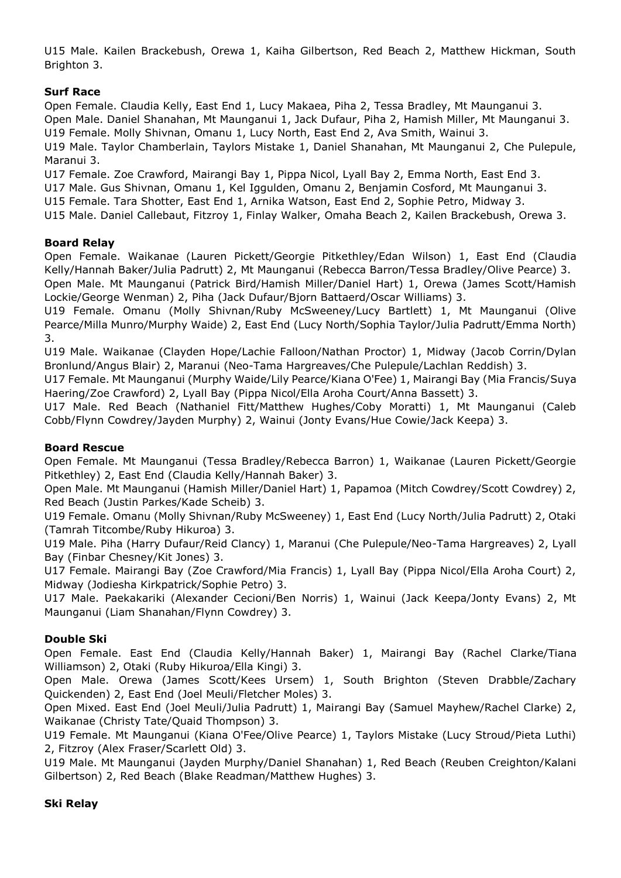U15 Male. Kailen Brackebush, Orewa 1, Kaiha Gilbertson, Red Beach 2, Matthew Hickman, South Brighton 3.

**Surf Race**

Open Female. Claudia Kelly, East End 1, Lucy Makaea, Piha 2, Tessa Bradley, Mt Maunganui 3.
Open Male. Daniel Shanahan, Mt Maunganui 1, Jack Dufaur, Piha 2, Hamish Miller, Mt Maunganui 3.
U19 Female. Molly Shivnan, Omanu 1, Lucy North, East End 2, Ava Smith, Wainui 3.
U19 Male. Taylor Chamberlain, Taylors Mistake 1, Daniel Shanahan, Mt Maunganui 2, Che Pulepule, Maranui 3.
U17 Female. Zoe Crawford, Mairangi Bay 1, Pippa Nicol, Lyall Bay 2, Emma North, East End 3.
U17 Male. Gus Shivnan, Omanu 1, Kel Iggulden, Omanu 2, Benjamin Cosford, Mt Maunganui 3.
U15 Female. Tara Shotter, East End 1, Arnika Watson, East End 2, Sophie Petro, Midway 3.
U15 Male. Daniel Callebaut, Fitzroy 1, Finlay Walker, Omaha Beach 2, Kailen Brackebush, Orewa 3.

**Board Relay**

Open Female. Waikanae (Lauren Pickett/Georgie Pitkethley/Edan Wilson) 1, East End (Claudia Kelly/Hannah Baker/Julia Padrutt) 2, Mt Maunganui (Rebecca Barron/Tessa Bradley/Olive Pearce) 3.
Open Male. Mt Maunganui (Patrick Bird/Hamish Miller/Daniel Hart) 1, Orewa (James Scott/Hamish Lockie/George Wenman) 2, Piha (Jack Dufaur/Bjorn Battaerd/Oscar Williams) 3.
U19 Female. Omanu (Molly Shivnan/Ruby McSweeney/Lucy Bartlett) 1, Mt Maunganui (Olive Pearce/Milla Munro/Murphy Waide) 2, East End (Lucy North/Sophia Taylor/Julia Padrutt/Emma North) 3.
U19 Male. Waikanae (Clayden Hope/Lachie Falloon/Nathan Proctor) 1, Midway (Jacob Corrin/Dylan Bronlund/Angus Blair) 2, Maranui (Neo-Tama Hargreaves/Che Pulepule/Lachlan Reddish) 3.
U17 Female. Mt Maunganui (Murphy Waide/Lily Pearce/Kiana O'Fee) 1, Mairangi Bay (Mia Francis/Suya Haering/Zoe Crawford) 2, Lyall Bay (Pippa Nicol/Ella Aroha Court/Anna Bassett) 3.
U17 Male. Red Beach (Nathaniel Fitt/Matthew Hughes/Coby Moratti) 1, Mt Maunganui (Caleb Cobb/Flynn Cowdrey/Jayden Murphy) 2, Wainui (Jonty Evans/Hue Cowie/Jack Keepa) 3.

**Board Rescue**

Open Female. Mt Maunganui (Tessa Bradley/Rebecca Barron) 1, Waikanae (Lauren Pickett/Georgie Pitkethley) 2, East End (Claudia Kelly/Hannah Baker) 3.
Open Male. Mt Maunganui (Hamish Miller/Daniel Hart) 1, Papamoa (Mitch Cowdrey/Scott Cowdrey) 2, Red Beach (Justin Parkes/Kade Scheib) 3.
U19 Female. Omanu (Molly Shivnan/Ruby McSweeney) 1, East End (Lucy North/Julia Padrutt) 2, Otaki (Tamrah Titcombe/Ruby Hikuroa) 3.
U19 Male. Piha (Harry Dufaur/Reid Clancy) 1, Maranui (Che Pulepule/Neo-Tama Hargreaves) 2, Lyall Bay (Finbar Chesney/Kit Jones) 3.
U17 Female. Mairangi Bay (Zoe Crawford/Mia Francis) 1, Lyall Bay (Pippa Nicol/Ella Aroha Court) 2, Midway (Jodiesha Kirkpatrick/Sophie Petro) 3.
U17 Male. Paekakariki (Alexander Cecioni/Ben Norris) 1, Wainui (Jack Keepa/Jonty Evans) 2, Mt Maunganui (Liam Shanahan/Flynn Cowdrey) 3.

**Double Ski**

Open Female. East End (Claudia Kelly/Hannah Baker) 1, Mairangi Bay (Rachel Clarke/Tiana Williamson) 2, Otaki (Ruby Hikuroa/Ella Kingi) 3.
Open Male. Orewa (James Scott/Kees Ursem) 1, South Brighton (Steven Drabble/Zachary Quickenden) 2, East End (Joel Meuli/Fletcher Moles) 3.
Open Mixed. East End (Joel Meuli/Julia Padrutt) 1, Mairangi Bay (Samuel Mayhew/Rachel Clarke) 2, Waikanae (Christy Tate/Quaid Thompson) 3.
U19 Female. Mt Maunganui (Kiana O'Fee/Olive Pearce) 1, Taylors Mistake (Lucy Stroud/Pieta Luthi) 2, Fitzroy (Alex Fraser/Scarlett Old) 3.
U19 Male. Mt Maunganui (Jayden Murphy/Daniel Shanahan) 1, Red Beach (Reuben Creighton/Kalani Gilbertson) 2, Red Beach (Blake Readman/Matthew Hughes) 3.

**Ski Relay**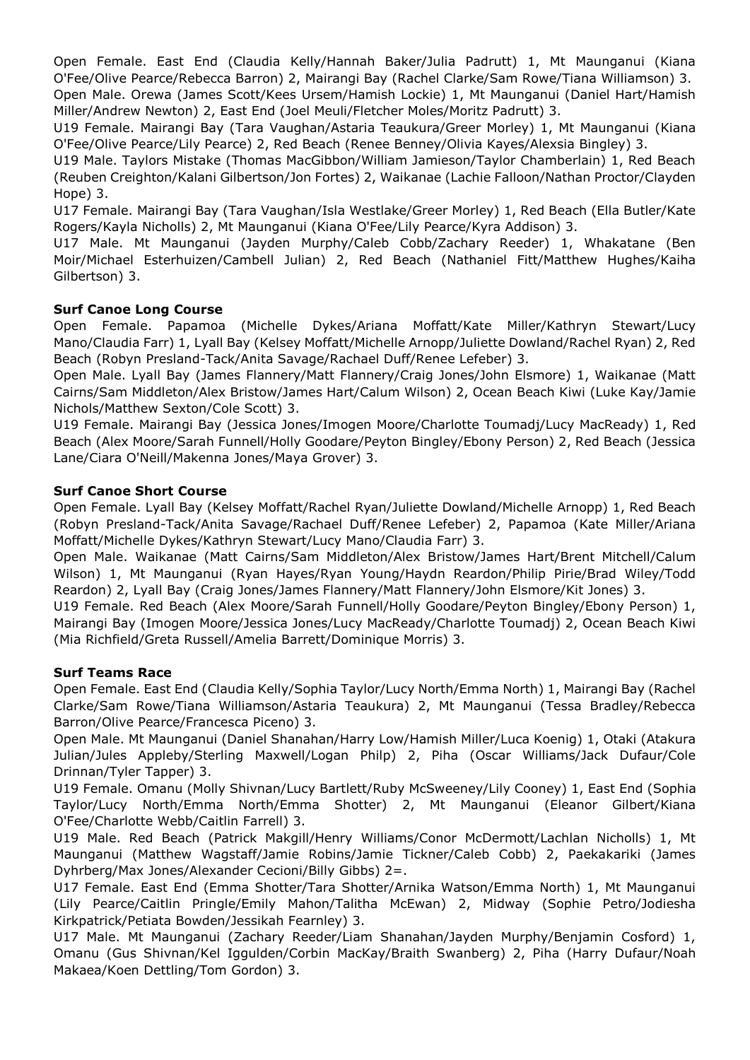Open Female. East End (Claudia Kelly/Hannah Baker/Julia Padrutt) 1, Mt Maunganui (Kiana O'Fee/Olive Pearce/Rebecca Barron) 2, Mairangi Bay (Rachel Clarke/Sam Rowe/Tiana Williamson) 3.
Open Male. Orewa (James Scott/Kees Ursem/Hamish Lockie) 1, Mt Maunganui (Daniel Hart/Hamish Miller/Andrew Newton) 2, East End (Joel Meuli/Fletcher Moles/Moritz Padrutt) 3.
U19 Female. Mairangi Bay (Tara Vaughan/Astaria Teaukura/Greer Morley) 1, Mt Maunganui (Kiana O'Fee/Olive Pearce/Lily Pearce) 2, Red Beach (Renee Benney/Olivia Kayes/Alexsia Bingley) 3.
U19 Male. Taylors Mistake (Thomas MacGibbon/William Jamieson/Taylor Chamberlain) 1, Red Beach (Reuben Creighton/Kalani Gilbertson/Jon Fortes) 2, Waikanae (Lachie Falloon/Nathan Proctor/Clayden Hope) 3.
U17 Female. Mairangi Bay (Tara Vaughan/Isla Westlake/Greer Morley) 1, Red Beach (Ella Butler/Kate Rogers/Kayla Nicholls) 2, Mt Maunganui (Kiana O'Fee/Lily Pearce/Kyra Addison) 3.
U17 Male. Mt Maunganui (Jayden Murphy/Caleb Cobb/Zachary Reeder) 1, Whakatane (Ben Moir/Michael Esterhuizen/Cambell Julian) 2, Red Beach (Nathaniel Fitt/Matthew Hughes/Kaiha Gilbertson) 3.

**Surf Canoe Long Course**
Open Female. Papamoa (Michelle Dykes/Ariana Moffatt/Kate Miller/Kathryn Stewart/Lucy Mano/Claudia Farr) 1, Lyall Bay (Kelsey Moffatt/Michelle Arnopp/Juliette Dowland/Rachel Ryan) 2, Red Beach (Robyn Presland-Tack/Anita Savage/Rachael Duff/Renee Lefeber) 3.
Open Male. Lyall Bay (James Flannery/Matt Flannery/Craig Jones/John Elsmore) 1, Waikanae (Matt Cairns/Sam Middleton/Alex Bristow/James Hart/Calum Wilson) 2, Ocean Beach Kiwi (Luke Kay/Jamie Nichols/Matthew Sexton/Cole Scott) 3.
U19 Female. Mairangi Bay (Jessica Jones/Imogen Moore/Charlotte Toumadj/Lucy MacReady) 1, Red Beach (Alex Moore/Sarah Funnell/Holly Goodare/Peyton Bingley/Ebony Person) 2, Red Beach (Jessica Lane/Ciara O'Neill/Makenna Jones/Maya Grover) 3.

**Surf Canoe Short Course**
Open Female. Lyall Bay (Kelsey Moffatt/Rachel Ryan/Juliette Dowland/Michelle Arnopp) 1, Red Beach (Robyn Presland-Tack/Anita Savage/Rachael Duff/Renee Lefeber) 2, Papamoa (Kate Miller/Ariana Moffatt/Michelle Dykes/Kathryn Stewart/Lucy Mano/Claudia Farr) 3.
Open Male. Waikanae (Matt Cairns/Sam Middleton/Alex Bristow/James Hart/Brent Mitchell/Calum Wilson) 1, Mt Maunganui (Ryan Hayes/Ryan Young/Haydn Reardon/Philip Pirie/Brad Wiley/Todd Reardon) 2, Lyall Bay (Craig Jones/James Flannery/Matt Flannery/John Elsmore/Kit Jones) 3.
U19 Female. Red Beach (Alex Moore/Sarah Funnell/Holly Goodare/Peyton Bingley/Ebony Person) 1, Mairangi Bay (Imogen Moore/Jessica Jones/Lucy MacReady/Charlotte Toumadj) 2, Ocean Beach Kiwi (Mia Richfield/Greta Russell/Amelia Barrett/Dominique Morris) 3.

**Surf Teams Race**
Open Female. East End (Claudia Kelly/Sophia Taylor/Lucy North/Emma North) 1, Mairangi Bay (Rachel Clarke/Sam Rowe/Tiana Williamson/Astaria Teaukura) 2, Mt Maunganui (Tessa Bradley/Rebecca Barron/Olive Pearce/Francesca Piceno) 3.
Open Male. Mt Maunganui (Daniel Shanahan/Harry Low/Hamish Miller/Luca Koenig) 1, Otaki (Atakura Julian/Jules Appleby/Sterling Maxwell/Logan Philp) 2, Piha (Oscar Williams/Jack Dufaur/Cole Drinnan/Tyler Tapper) 3.
U19 Female. Omanu (Molly Shivnan/Lucy Bartlett/Ruby McSweeney/Lily Cooney) 1, East End (Sophia Taylor/Lucy North/Emma North/Emma Shotter) 2, Mt Maunganui (Eleanor Gilbert/Kiana O'Fee/Charlotte Webb/Caitlin Farrell) 3.
U19 Male. Red Beach (Patrick Makgill/Henry Williams/Conor McDermott/Lachlan Nicholls) 1, Mt Maunganui (Matthew Wagstaff/Jamie Robins/Jamie Tickner/Caleb Cobb) 2, Paekakariki (James Dyhrberg/Max Jones/Alexander Cecioni/Billy Gibbs) 2=.
U17 Female. East End (Emma Shotter/Tara Shotter/Arnika Watson/Emma North) 1, Mt Maunganui (Lily Pearce/Caitlin Pringle/Emily Mahon/Talitha McEwan) 2, Midway (Sophie Petro/Jodiesha Kirkpatrick/Petiata Bowden/Jessikah Fearnley) 3.
U17 Male. Mt Maunganui (Zachary Reeder/Liam Shanahan/Jayden Murphy/Benjamin Cosford) 1, Omanu (Gus Shivnan/Kel Iggulden/Corbin MacKay/Braith Swanberg) 2, Piha (Harry Dufaur/Noah Makaea/Koen Dettling/Tom Gordon) 3.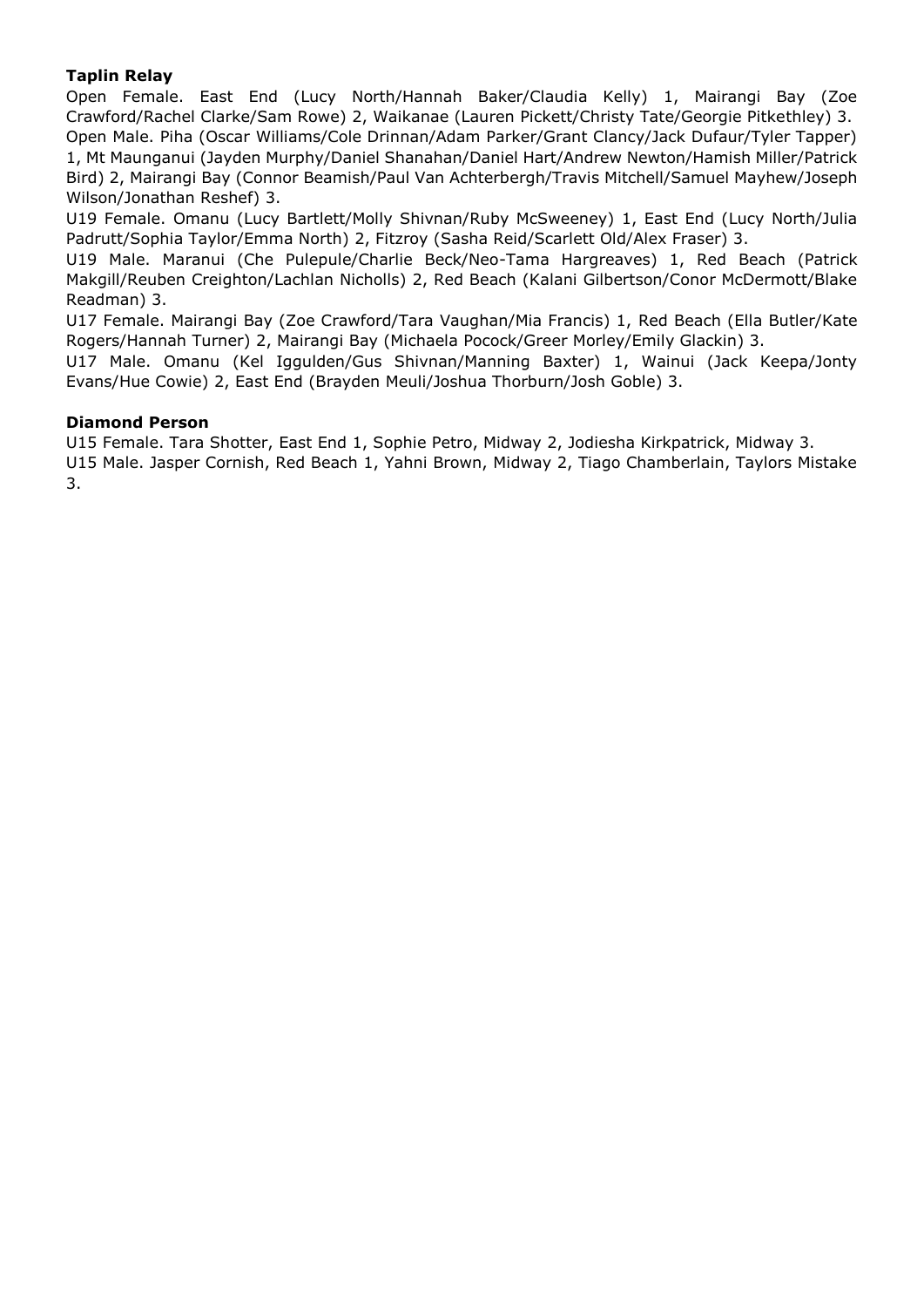**Taplin Relay**

Open Female. East End (Lucy North/Hannah Baker/Claudia Kelly) 1, Mairangi Bay (Zoe Crawford/Rachel Clarke/Sam Rowe) 2, Waikanae (Lauren Pickett/Christy Tate/Georgie Pitkethley) 3.

Open Male. Piha (Oscar Williams/Cole Drinnan/Adam Parker/Grant Clancy/Jack Dufaur/Tyler Tapper) 1, Mt Maunganui (Jayden Murphy/Daniel Shanahan/Daniel Hart/Andrew Newton/Hamish Miller/Patrick Bird) 2, Mairangi Bay (Connor Beamish/Paul Van Achterbergh/Travis Mitchell/Samuel Mayhew/Joseph Wilson/Jonathan Reshef) 3.

U19 Female. Omanu (Lucy Bartlett/Molly Shivnan/Ruby McSweeney) 1, East End (Lucy North/Julia Padrutt/Sophia Taylor/Emma North) 2, Fitzroy (Sasha Reid/Scarlett Old/Alex Fraser) 3.

U19 Male. Maranui (Che Pulepule/Charlie Beck/Neo-Tama Hargreaves) 1, Red Beach (Patrick Makgill/Reuben Creighton/Lachlan Nicholls) 2, Red Beach (Kalani Gilbertson/Conor McDermott/Blake Readman) 3.

U17 Female. Mairangi Bay (Zoe Crawford/Tara Vaughan/Mia Francis) 1, Red Beach (Ella Butler/Kate Rogers/Hannah Turner) 2, Mairangi Bay (Michaela Pocock/Greer Morley/Emily Glackin) 3.

U17 Male. Omanu (Kel Iggulden/Gus Shivnan/Manning Baxter) 1, Wainui (Jack Keepa/Jonty Evans/Hue Cowie) 2, East End (Brayden Meuli/Joshua Thorburn/Josh Goble) 3.

**Diamond Person**

U15 Female. Tara Shotter, East End 1, Sophie Petro, Midway 2, Jodiesha Kirkpatrick, Midway 3.

U15 Male. Jasper Cornish, Red Beach 1, Yahni Brown, Midway 2, Tiago Chamberlain, Taylors Mistake 3.